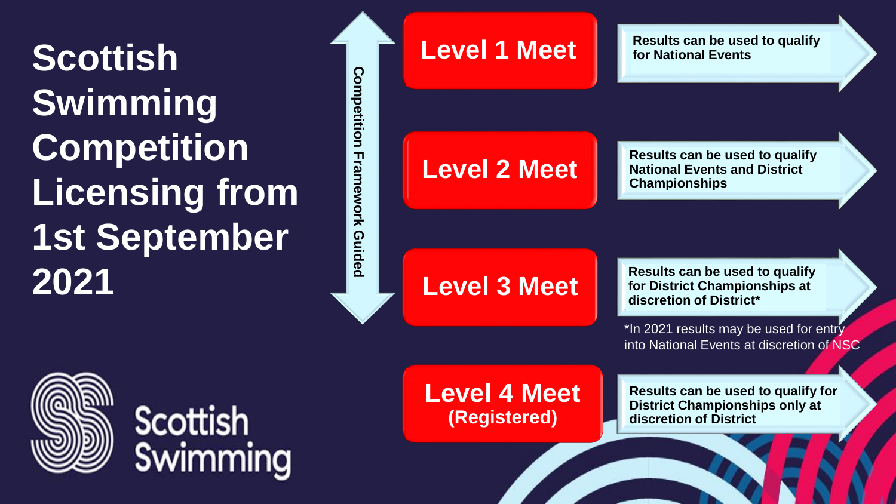# Scottish Swimming Competition Licensing from 1st September 2021

Competition Framework Guided

| Meet Level | Qualification Use |
| --- | --- |
| **Level 1 Meet** | Results can be used to qualify for National Events |
| **Level 2 Meet** | Results can be used to qualify National Events and District Championships |
| **Level 3 Meet** | Results can be used to qualify for District Championships at discretion of District* |
| **Level 4 Meet (Registered)** | Results can be used to qualify for District Championships only at discretion of District |

*In 2021 results may be used for entry into National Events at discretion of NSC

Scottish Swimming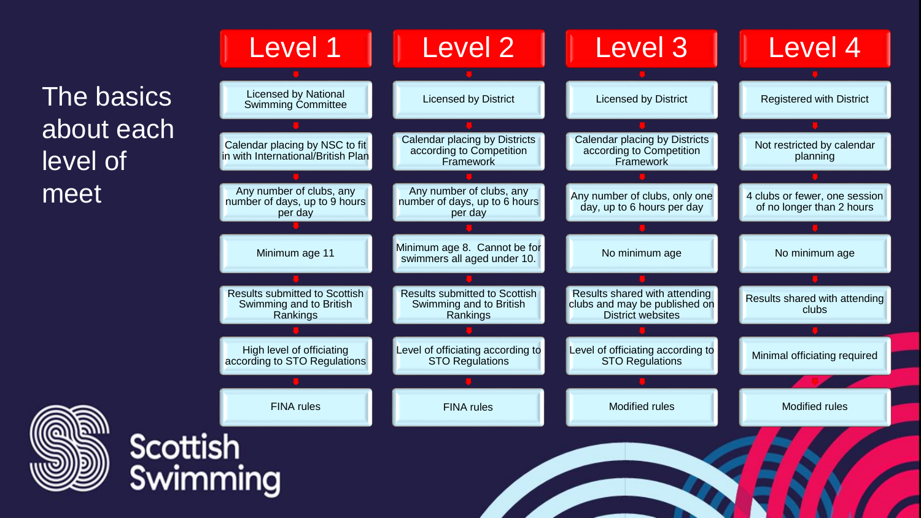# The basics about each level of meet

| Level 1 | Level 2 | Level 3 | Level 4 |
| --- | --- | --- | --- |
| Licensed by National Swimming Committee | Licensed by District | Licensed by District | Registered with District |
| Calendar placing by NSC to fit in with International/British Plan | Calendar placing by Districts according to Competition Framework | Calendar placing by Districts according to Competition Framework | Not restricted by calendar planning |
| Any number of clubs, any number of days, up to 9 hours per day | Any number of clubs, any number of days, up to 6 hours per day | Any number of clubs, only one day, up to 6 hours per day | 4 clubs or fewer, one session of no longer than 2 hours |
| Minimum age 11 | Minimum age 8. Cannot be for swimmers all aged under 10. | No minimum age | No minimum age |
| Results submitted to Scottish Swimming and to British Rankings | Results submitted to Scottish Swimming and to British Rankings | Results shared with attending clubs and may be published on District websites | Results shared with attending clubs |
| High level of officiating according to STO Regulations | Level of officiating according to STO Regulations | Level of officiating according to STO Regulations | Minimal officiating required |
| FINA rules | FINA rules | Modified rules | Modified rules |

Scottish Swimming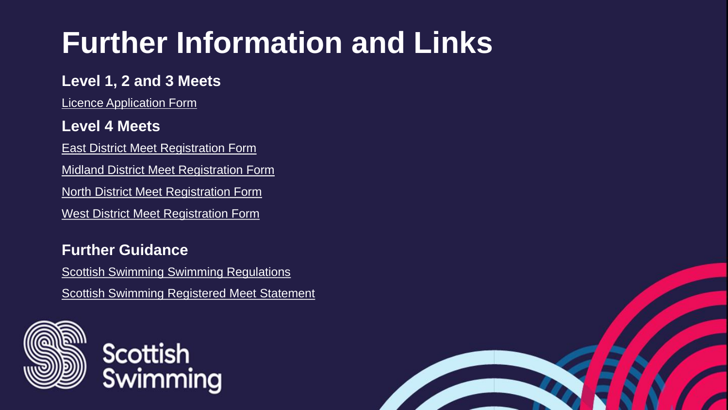# Further Information and Links

## Level 1, 2 and 3 Meets

Licence Application Form

## Level 4 Meets

East District Meet Registration Form

Midland District Meet Registration Form

North District Meet Registration Form

West District Meet Registration Form

## Further Guidance

Scottish Swimming Swimming Regulations

Scottish Swimming Registered Meet Statement

Scottish Swimming